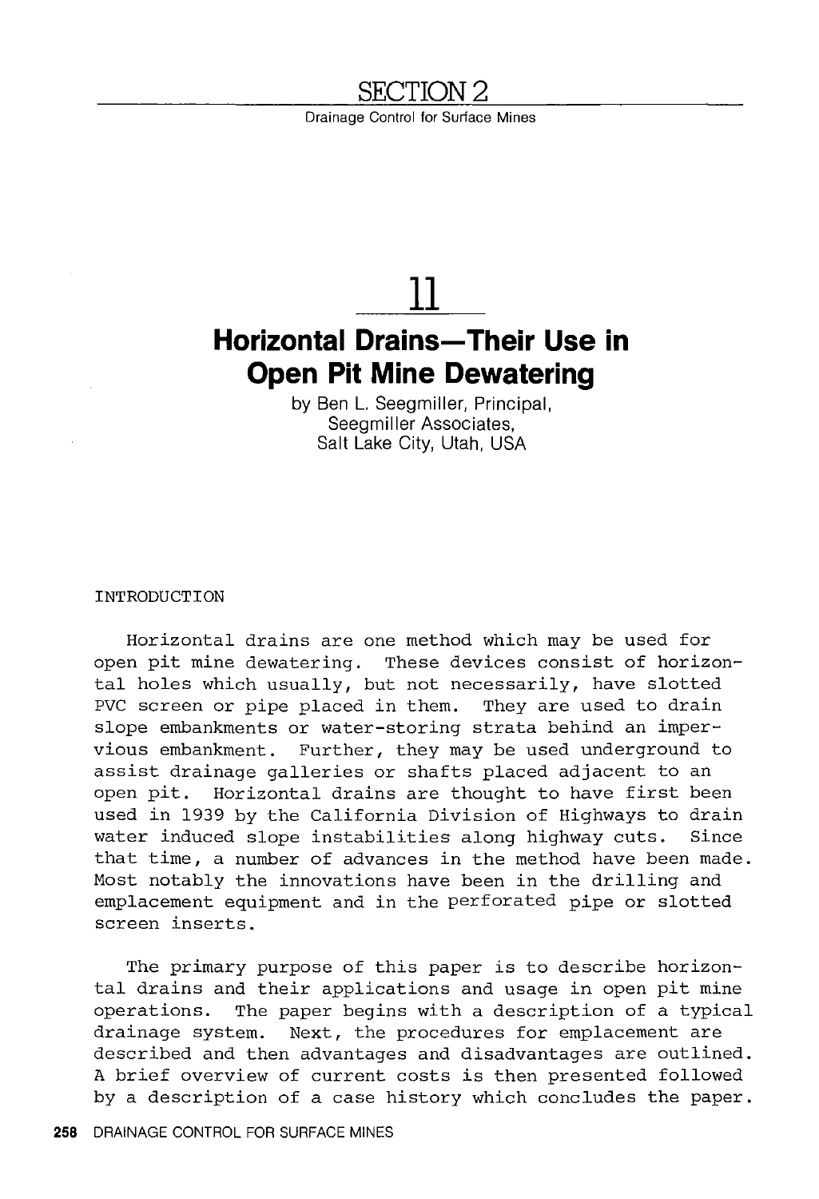# SECTION 2

Drainage Control for Surface Mines

# 11

## Horizontal Drains—Their Use in Open Pit Mine Dewatering

by Ben L. Seegmiller, Principal,
Seegmiller Associates,
Salt Lake City, Utah, USA

### INTRODUCTION

Horizontal drains are one method which may be used for open pit mine dewatering. These devices consist of horizontal holes which usually, but not necessarily, have slotted PVC screen or pipe placed in them. They are used to drain slope embankments or water-storing strata behind an impervious embankment. Further, they may be used underground to assist drainage galleries or shafts placed adjacent to an open pit. Horizontal drains are thought to have first been used in 1939 by the California Division of Highways to drain water induced slope instabilities along highway cuts. Since that time, a number of advances in the method have been made. Most notably the innovations have been in the drilling and emplacement equipment and in the perforated pipe or slotted screen inserts.

The primary purpose of this paper is to describe horizontal drains and their applications and usage in open pit mine operations. The paper begins with a description of a typical drainage system. Next, the procedures for emplacement are described and then advantages and disadvantages are outlined. A brief overview of current costs is then presented followed by a description of a case history which concludes the paper.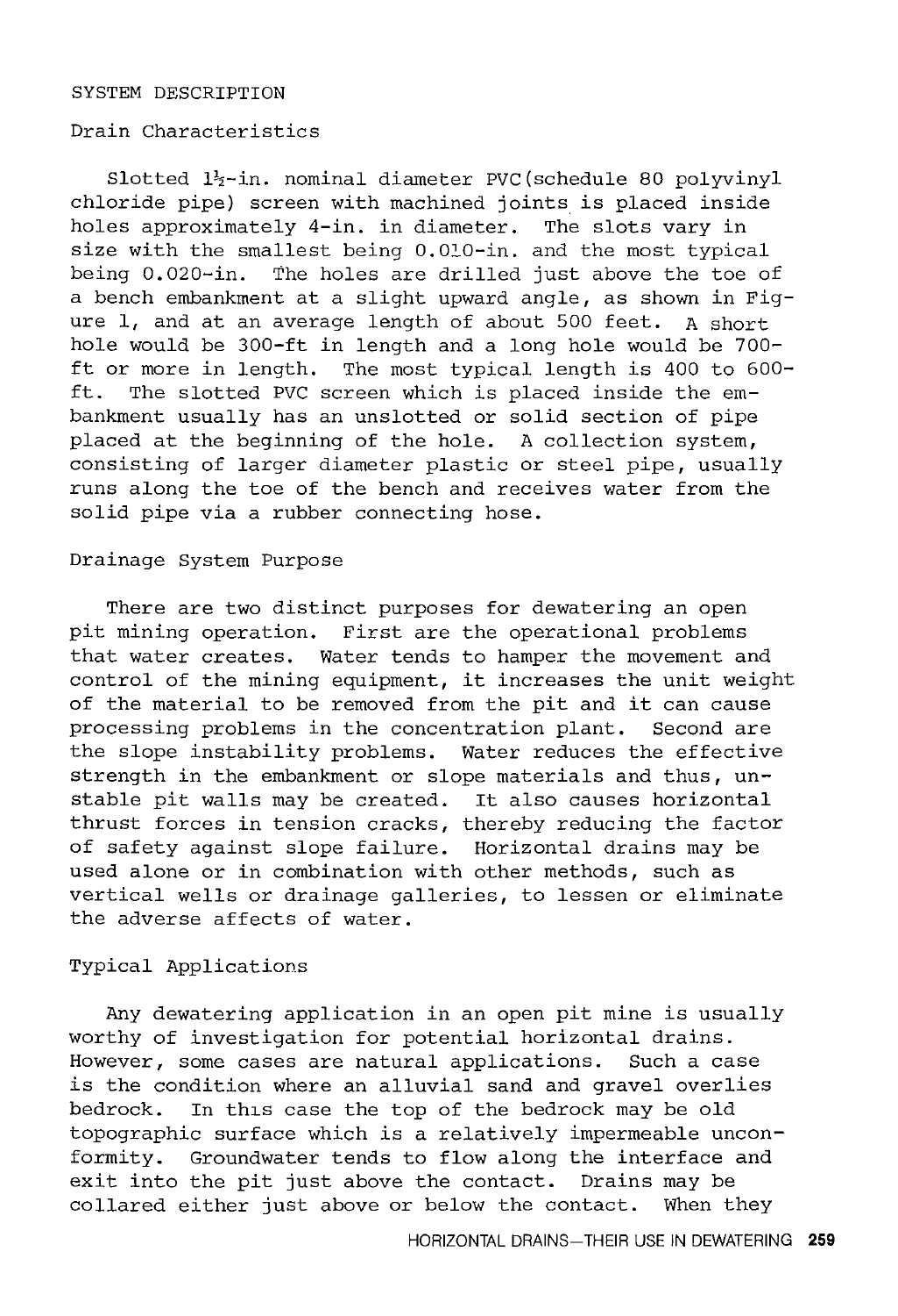## SYSTEM DESCRIPTION

### Drain Characteristics

Slotted 1½-in. nominal diameter PVC(schedule 80 polyvinyl chloride pipe) screen with machined joints is placed inside holes approximately 4-in. in diameter. The slots vary in size with the smallest being 0.010-in. and the most typical being 0.020-in. The holes are drilled just above the toe of a bench embankment at a slight upward angle, as shown in Figure 1, and at an average length of about 500 feet. A short hole would be 300-ft in length and a long hole would be 700-ft or more in length. The most typical length is 400 to 600-ft. The slotted PVC screen which is placed inside the embankment usually has an unslotted or solid section of pipe placed at the beginning of the hole. A collection system, consisting of larger diameter plastic or steel pipe, usually runs along the toe of the bench and receives water from the solid pipe via a rubber connecting hose.

### Drainage System Purpose

There are two distinct purposes for dewatering an open pit mining operation. First are the operational problems that water creates. Water tends to hamper the movement and control of the mining equipment, it increases the unit weight of the material to be removed from the pit and it can cause processing problems in the concentration plant. Second are the slope instability problems. Water reduces the effective strength in the embankment or slope materials and thus, unstable pit walls may be created. It also causes horizontal thrust forces in tension cracks, thereby reducing the factor of safety against slope failure. Horizontal drains may be used alone or in combination with other methods, such as vertical wells or drainage galleries, to lessen or eliminate the adverse affects of water.

### Typical Applications

Any dewatering application in an open pit mine is usually worthy of investigation for potential horizontal drains. However, some cases are natural applications. Such a case is the condition where an alluvial sand and gravel overlies bedrock. In this case the top of the bedrock may be old topographic surface which is a relatively impermeable unconformity. Groundwater tends to flow along the interface and exit into the pit just above the contact. Drains may be collared either just above or below the contact. When they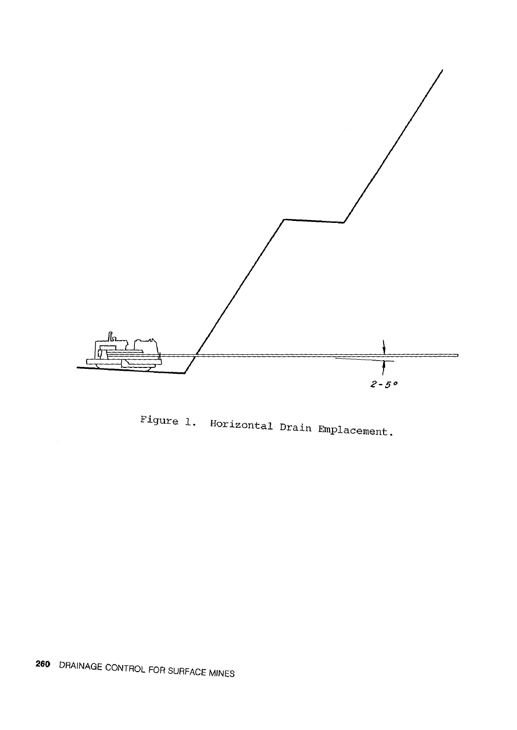2-5°

Figure 1. Horizontal Drain Emplacement.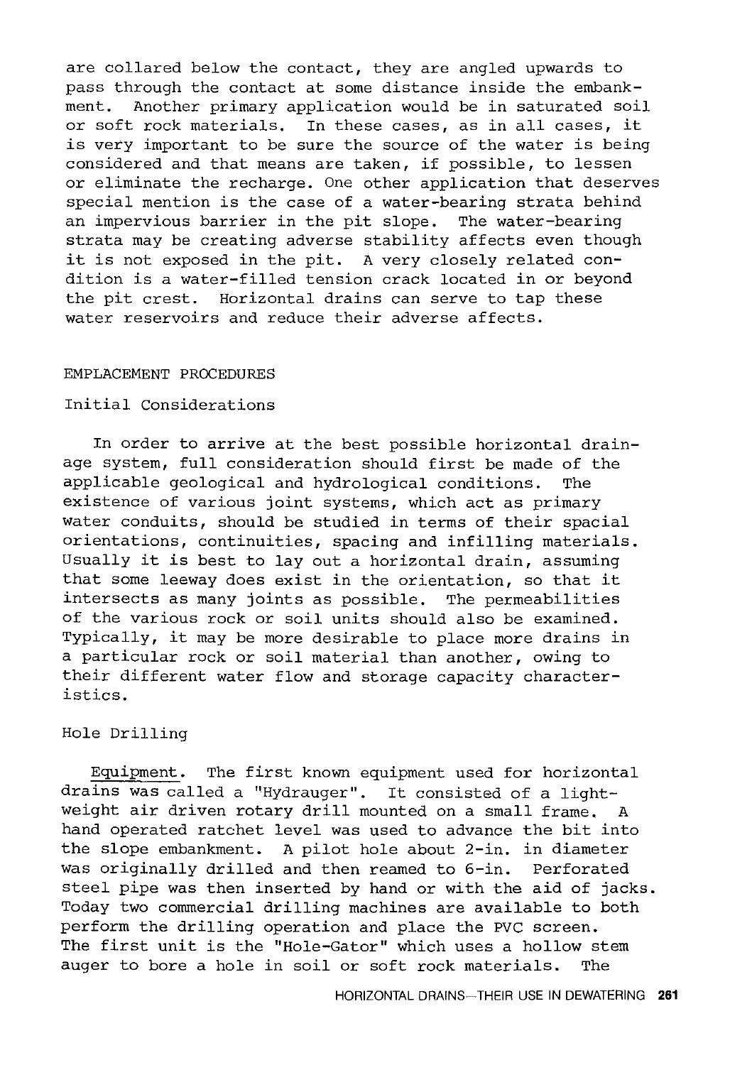are collared below the contact, they are angled upwards to pass through the contact at some distance inside the embankment. Another primary application would be in saturated soil or soft rock materials. In these cases, as in all cases, it is very important to be sure the source of the water is being considered and that means are taken, if possible, to lessen or eliminate the recharge. One other application that deserves special mention is the case of a water-bearing strata behind an impervious barrier in the pit slope. The water-bearing strata may be creating adverse stability affects even though it is not exposed in the pit. A very closely related condition is a water-filled tension crack located in or beyond the pit crest. Horizontal drains can serve to tap these water reservoirs and reduce their adverse affects.

## EMPLACEMENT PROCEDURES

### Initial Considerations

In order to arrive at the best possible horizontal drainage system, full consideration should first be made of the applicable geological and hydrological conditions. The existence of various joint systems, which act as primary water conduits, should be studied in terms of their spacial orientations, continuities, spacing and infilling materials. Usually it is best to lay out a horizontal drain, assuming that some leeway does exist in the orientation, so that it intersects as many joints as possible. The permeabilities of the various rock or soil units should also be examined. Typically, it may be more desirable to place more drains in a particular rock or soil material than another, owing to their different water flow and storage capacity characteristics.

### Hole Drilling

*Equipment*. The first known equipment used for horizontal drains was called a "Hydrauger". It consisted of a lightweight air driven rotary drill mounted on a small frame. A hand operated ratchet level was used to advance the bit into the slope embankment. A pilot hole about 2-in. in diameter was originally drilled and then reamed to 6-in. Perforated steel pipe was then inserted by hand or with the aid of jacks. Today two commercial drilling machines are available to both perform the drilling operation and place the PVC screen. The first unit is the "Hole-Gator" which uses a hollow stem auger to bore a hole in soil or soft rock materials. The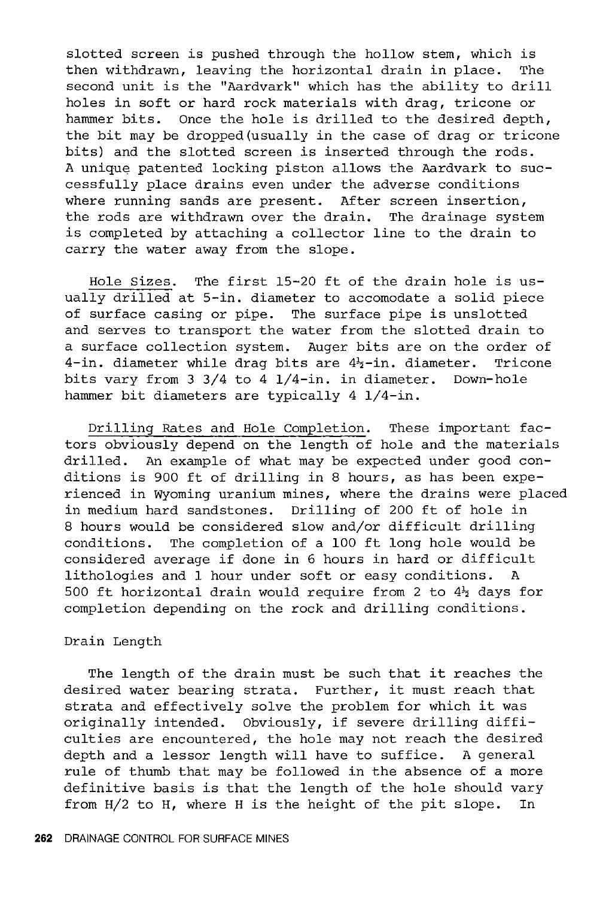slotted screen is pushed through the hollow stem, which is then withdrawn, leaving the horizontal drain in place. The second unit is the "Aardvark" which has the ability to drill holes in soft or hard rock materials with drag, tricone or hammer bits. Once the hole is drilled to the desired depth, the bit may be dropped(usually in the case of drag or tricone bits) and the slotted screen is inserted through the rods. A unique patented locking piston allows the Aardvark to successfully place drains even under the adverse conditions where running sands are present. After screen insertion, the rods are withdrawn over the drain. The drainage system is completed by attaching a collector line to the drain to carry the water away from the slope.

Hole Sizes. The first 15-20 ft of the drain hole is usually drilled at 5-in. diameter to accomodate a solid piece of surface casing or pipe. The surface pipe is unslotted and serves to transport the water from the slotted drain to a surface collection system. Auger bits are on the order of 4-in. diameter while drag bits are 4½-in. diameter. Tricone bits vary from 3 3/4 to 4 1/4-in. in diameter. Down-hole hammer bit diameters are typically 4 1/4-in.

Drilling Rates and Hole Completion. These important factors obviously depend on the length of hole and the materials drilled. An example of what may be expected under good conditions is 900 ft of drilling in 8 hours, as has been experienced in Wyoming uranium mines, where the drains were placed in medium hard sandstones. Drilling of 200 ft of hole in 8 hours would be considered slow and/or difficult drilling conditions. The completion of a 100 ft long hole would be considered average if done in 6 hours in hard or difficult lithologies and 1 hour under soft or easy conditions. A 500 ft horizontal drain would require from 2 to 4½ days for completion depending on the rock and drilling conditions.

### Drain Length

The length of the drain must be such that it reaches the desired water bearing strata. Further, it must reach that strata and effectively solve the problem for which it was originally intended. Obviously, if severe drilling difficulties are encountered, the hole may not reach the desired depth and a lessor length will have to suffice. A general rule of thumb that may be followed in the absence of a more definitive basis is that the length of the hole should vary from $H/2$ to $H$, where $H$ is the height of the pit slope. In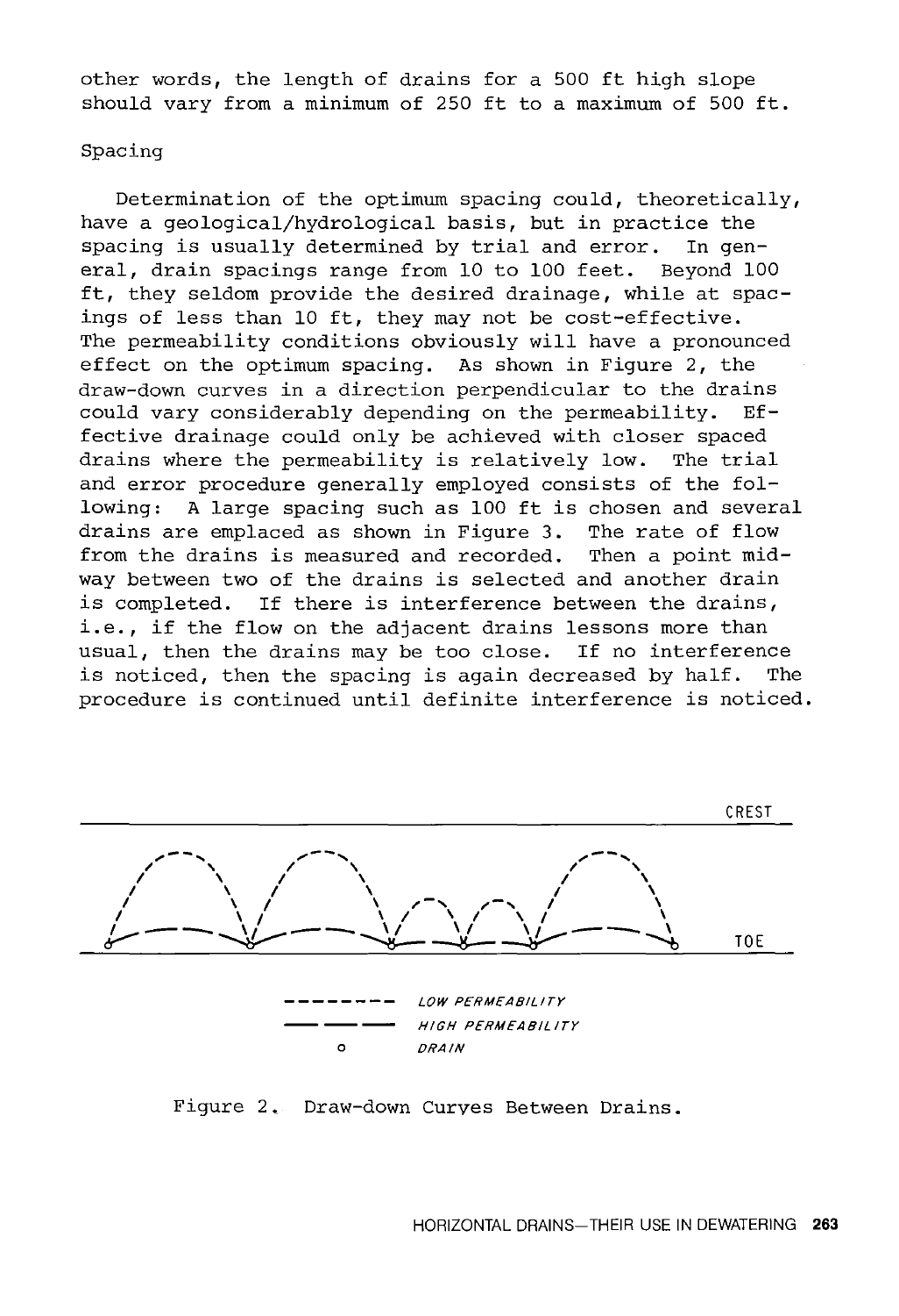other words, the length of drains for a 500 ft high slope should vary from a minimum of 250 ft to a maximum of 500 ft.

### Spacing

Determination of the optimum spacing could, theoretically, have a geological/hydrological basis, but in practice the spacing is usually determined by trial and error. In general, drain spacings range from 10 to 100 feet. Beyond 100 ft, they seldom provide the desired drainage, while at spacings of less than 10 ft, they may not be cost-effective. The permeability conditions obviously will have a pronounced effect on the optimum spacing. As shown in Figure 2, the draw-down curves in a direction perpendicular to the drains could vary considerably depending on the permeability. Effective drainage could only be achieved with closer spaced drains where the permeability is relatively low. The trial and error procedure generally employed consists of the following: A large spacing such as 100 ft is chosen and several drains are emplaced as shown in Figure 3. The rate of flow from the drains is measured and recorded. Then a point midway between two of the drains is selected and another drain is completed. If there is interference between the drains, i.e., if the flow on the adjacent drains lessons more than usual, then the drains may be too close. If no interference is noticed, then the spacing is again decreased by half. The procedure is continued until definite interference is noticed.

CREST

TOE

LOW PERMEABILITY

HIGH PERMEABILITY

DRAIN

Figure 2. Draw-down Curves Between Drains.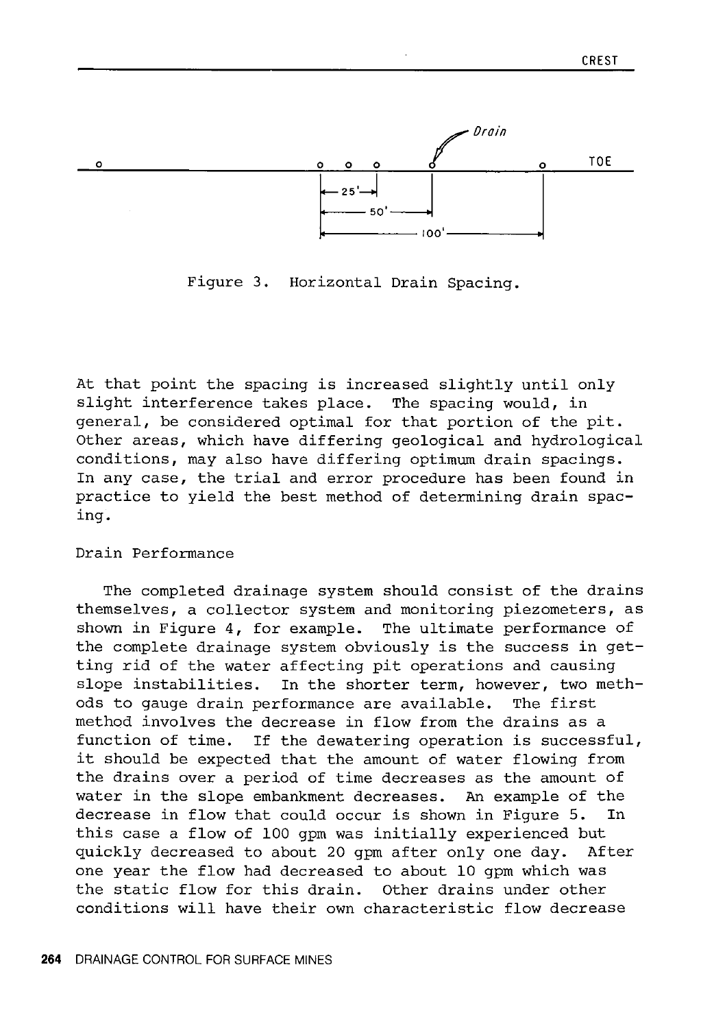Figure 3. Horizontal Drain Spacing.

At that point the spacing is increased slightly until only slight interference takes place. The spacing would, in general, be considered optimal for that portion of the pit. Other areas, which have differing geological and hydrological conditions, may also have differing optimum drain spacings. In any case, the trial and error procedure has been found in practice to yield the best method of determining drain spacing.

## Drain Performance

The completed drainage system should consist of the drains themselves, a collector system and monitoring piezometers, as shown in Figure 4, for example. The ultimate performance of the complete drainage system obviously is the success in getting rid of the water affecting pit operations and causing slope instabilities. In the shorter term, however, two methods to gauge drain performance are available. The first method involves the decrease in flow from the drains as a function of time. If the dewatering operation is successful, it should be expected that the amount of water flowing from the drains over a period of time decreases as the amount of water in the slope embankment decreases. An example of the decrease in flow that could occur is shown in Figure 5. In this case a flow of 100 gpm was initially experienced but quickly decreased to about 20 gpm after only one day. After one year the flow had decreased to about 10 gpm which was the static flow for this drain. Other drains under other conditions will have their own characteristic flow decrease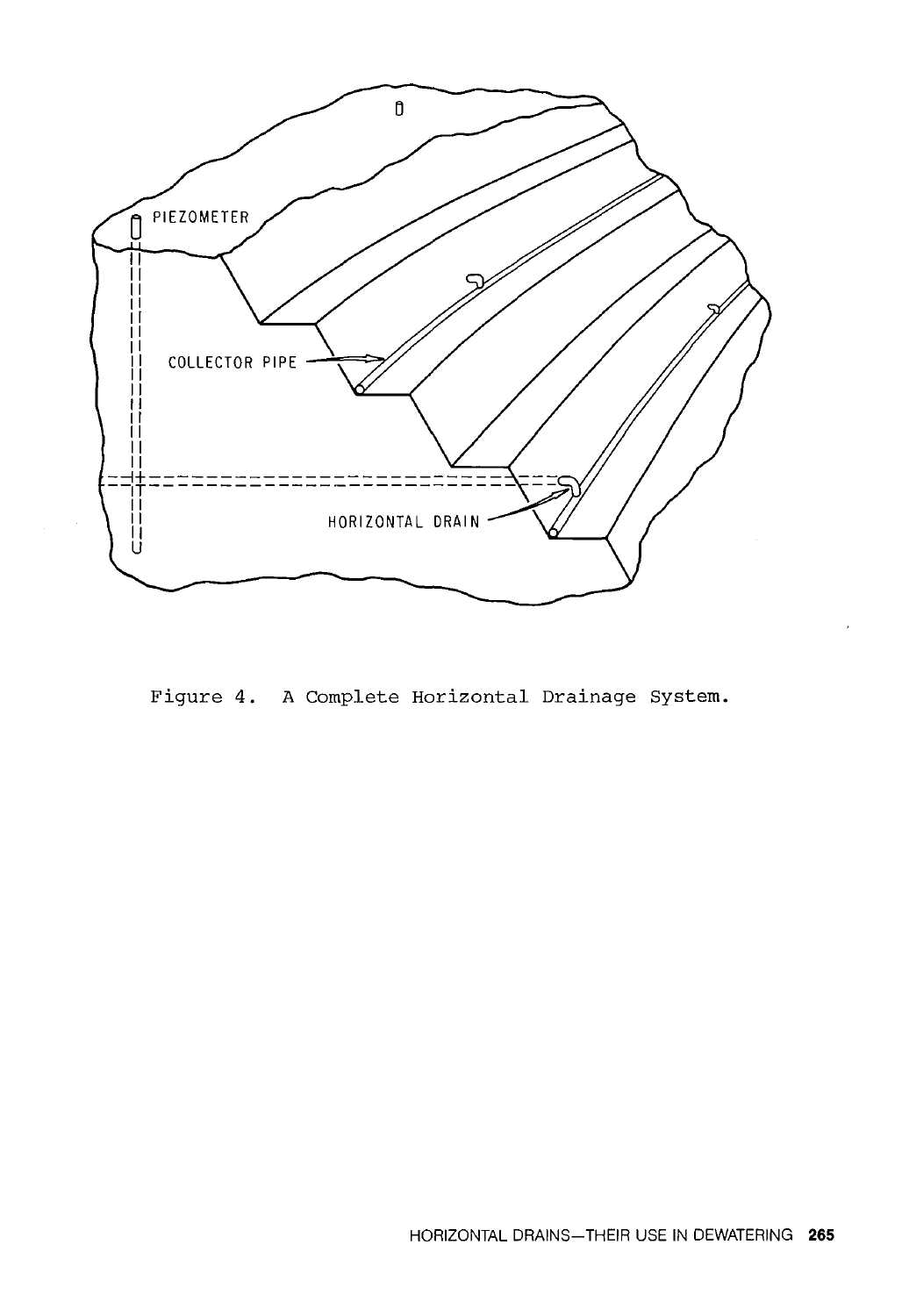Figure 4. A Complete Horizontal Drainage System.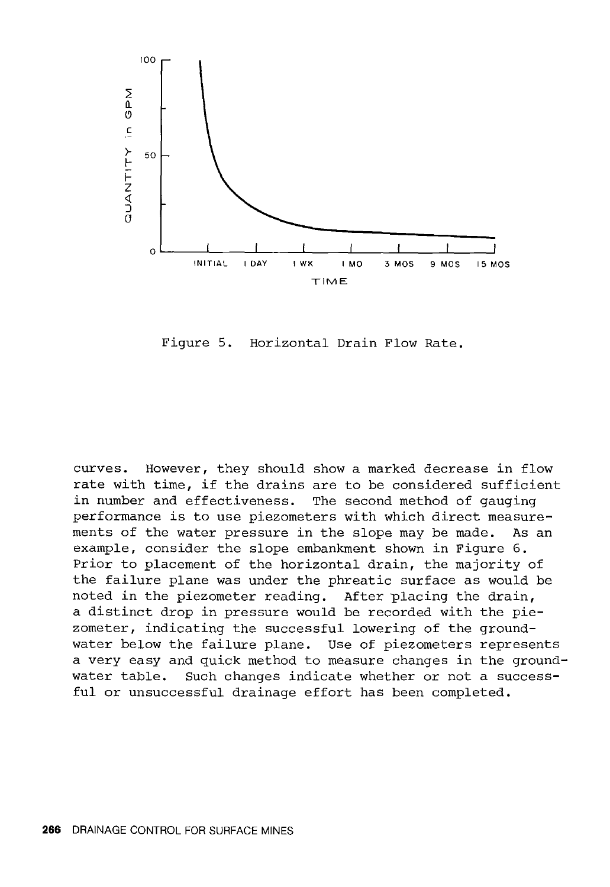Figure 5. Horizontal Drain Flow Rate.

curves. However, they should show a marked decrease in flow rate with time, if the drains are to be considered sufficient in number and effectiveness. The second method of gauging performance is to use piezometers with which direct measurements of the water pressure in the slope may be made. As an example, consider the slope embankment shown in Figure 6. Prior to placement of the horizontal drain, the majority of the failure plane was under the phreatic surface as would be noted in the piezometer reading. After placing the drain, a distinct drop in pressure would be recorded with the piezometer, indicating the successful lowering of the groundwater below the failure plane. Use of piezometers represents a very easy and quick method to measure changes in the groundwater table. Such changes indicate whether or not a successful or unsuccessful drainage effort has been completed.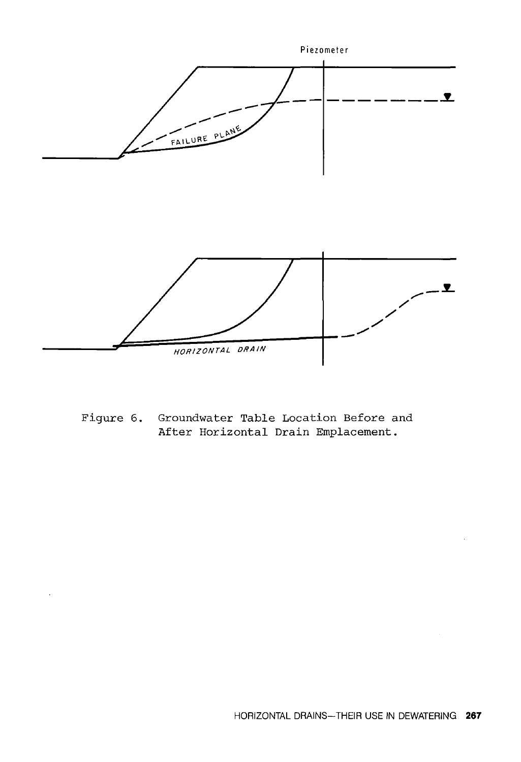Figure 6. Groundwater Table Location Before and After Horizontal Drain Emplacement.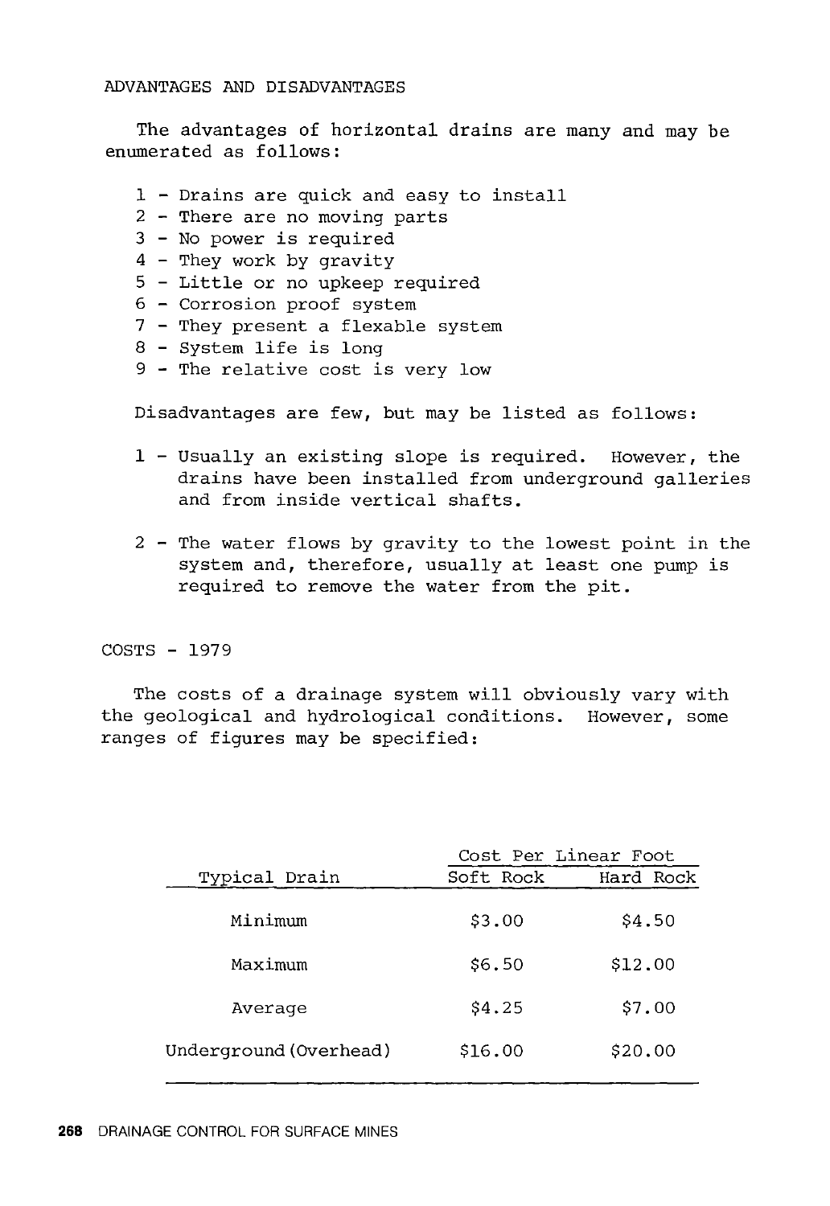## ADVANTAGES AND DISADVANTAGES

The advantages of horizontal drains are many and may be enumerated as follows:

1 - Drains are quick and easy to install
2 - There are no moving parts
3 - No power is required
4 - They work by gravity
5 - Little or no upkeep required
6 - Corrosion proof system
7 - They present a flexable system
8 - System life is long
9 - The relative cost is very low

Disadvantages are few, but may be listed as follows:

1 - Usually an existing slope is required. However, the drains have been installed from underground galleries and from inside vertical shafts.

2 - The water flows by gravity to the lowest point in the system and, therefore, usually at least one pump is required to remove the water from the pit.

## COSTS - 1979

The costs of a drainage system will obviously vary with the geological and hydrological conditions. However, some ranges of figures may be specified:

| Typical Drain | Cost Per Linear Foot | |
|---|---|---|
| | Soft Rock | Hard Rock |
| Minimum | $3.00 | $4.50 |
| Maximum | $6.50 | $12.00 |
| Average | $4.25 | $7.00 |
| Underground (Overhead) | $16.00 | $20.00 |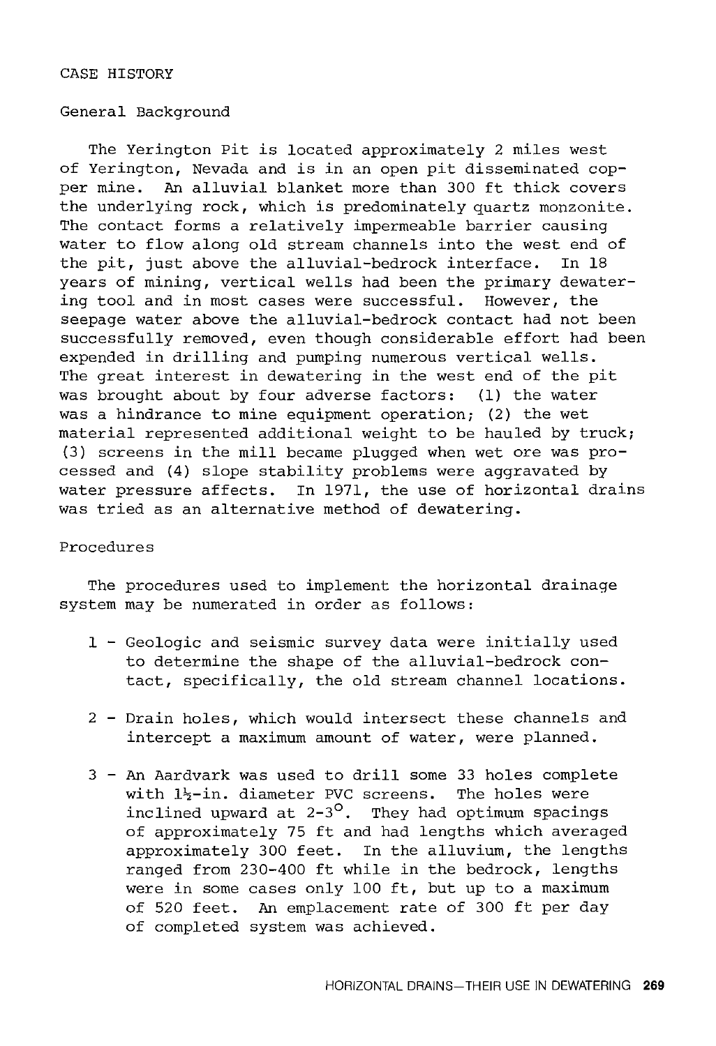## CASE HISTORY

### General Background

The Yerington Pit is located approximately 2 miles west of Yerington, Nevada and is in an open pit disseminated copper mine. An alluvial blanket more than 300 ft thick covers the underlying rock, which is predominately quartz monzonite. The contact forms a relatively impermeable barrier causing water to flow along old stream channels into the west end of the pit, just above the alluvial-bedrock interface. In 18 years of mining, vertical wells had been the primary dewatering tool and in most cases were successful. However, the seepage water above the alluvial-bedrock contact had not been successfully removed, even though considerable effort had been expended in drilling and pumping numerous vertical wells. The great interest in dewatering in the west end of the pit was brought about by four adverse factors: (1) the water was a hindrance to mine equipment operation; (2) the wet material represented additional weight to be hauled by truck; (3) screens in the mill became plugged when wet ore was processed and (4) slope stability problems were aggravated by water pressure affects. In 1971, the use of horizontal drains was tried as an alternative method of dewatering.

### Procedures

The procedures used to implement the horizontal drainage system may be numerated in order as follows:

1 - Geologic and seismic survey data were initially used to determine the shape of the alluvial-bedrock contact, specifically, the old stream channel locations.

2 - Drain holes, which would intersect these channels and intercept a maximum amount of water, were planned.

3 - An Aardvark was used to drill some 33 holes complete with 1½-in. diameter PVC screens. The holes were inclined upward at 2-3°. They had optimum spacings of approximately 75 ft and had lengths which averaged approximately 300 feet. In the alluvium, the lengths ranged from 230-400 ft while in the bedrock, lengths were in some cases only 100 ft, but up to a maximum of 520 feet. An emplacement rate of 300 ft per day of completed system was achieved.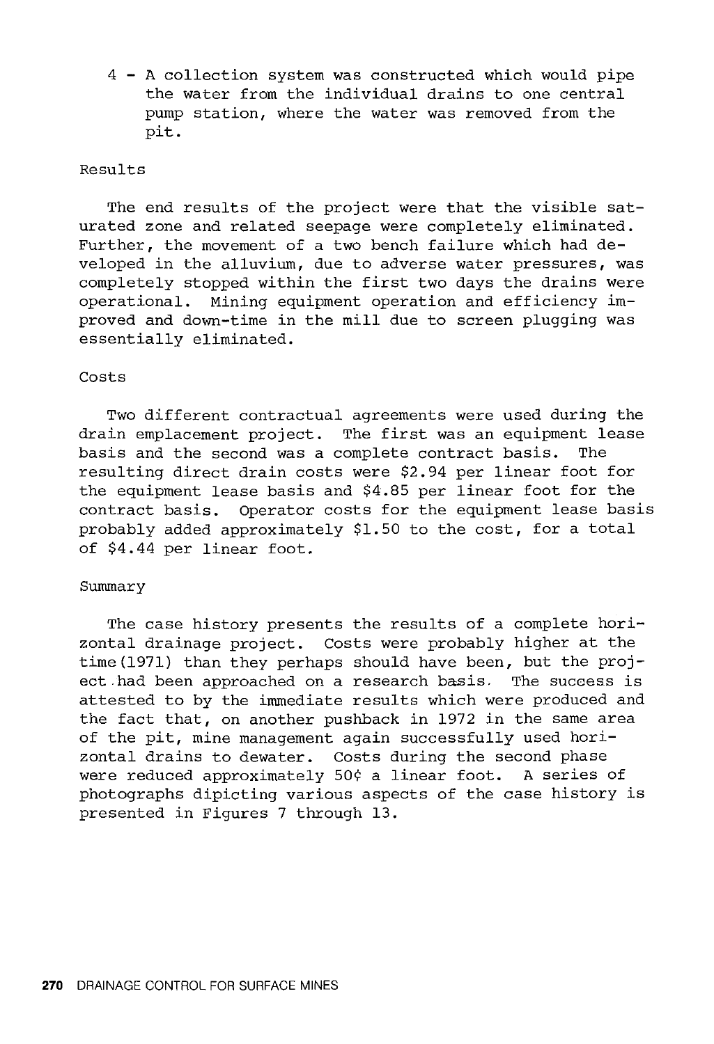4 - A collection system was constructed which would pipe the water from the individual drains to one central pump station, where the water was removed from the pit.

### Results

The end results of the project were that the visible saturated zone and related seepage were completely eliminated. Further, the movement of a two bench failure which had developed in the alluvium, due to adverse water pressures, was completely stopped within the first two days the drains were operational. Mining equipment operation and efficiency improved and down-time in the mill due to screen plugging was essentially eliminated.

### Costs

Two different contractual agreements were used during the drain emplacement project. The first was an equipment lease basis and the second was a complete contract basis. The resulting direct drain costs were $2.94 per linear foot for the equipment lease basis and $4.85 per linear foot for the contract basis. Operator costs for the equipment lease basis probably added approximately $1.50 to the cost, for a total of $4.44 per linear foot.

### Summary

The case history presents the results of a complete horizontal drainage project. Costs were probably higher at the time(1971) than they perhaps should have been, but the project had been approached on a research basis. The success is attested to by the immediate results which were produced and the fact that, on another pushback in 1972 in the same area of the pit, mine management again successfully used horizontal drains to dewater. Costs during the second phase were reduced approximately 50¢ a linear foot. A series of photographs dipicting various aspects of the case history is presented in Figures 7 through 13.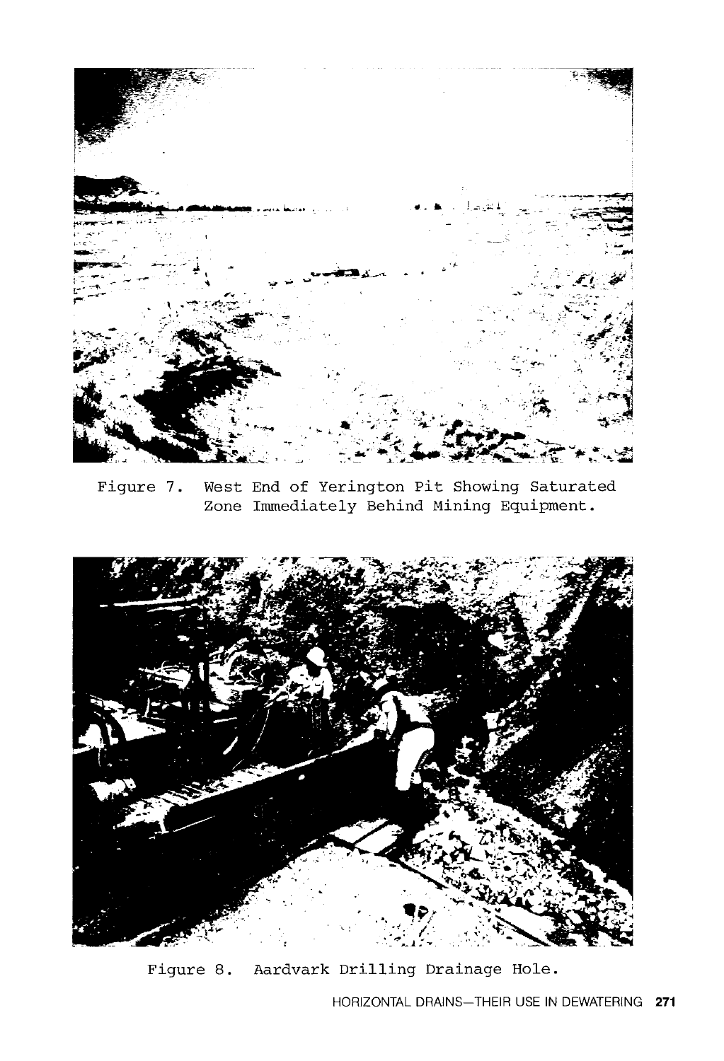Figure 7. West End of Yerington Pit Showing Saturated Zone Immediately Behind Mining Equipment.

Figure 8. Aardvark Drilling Drainage Hole.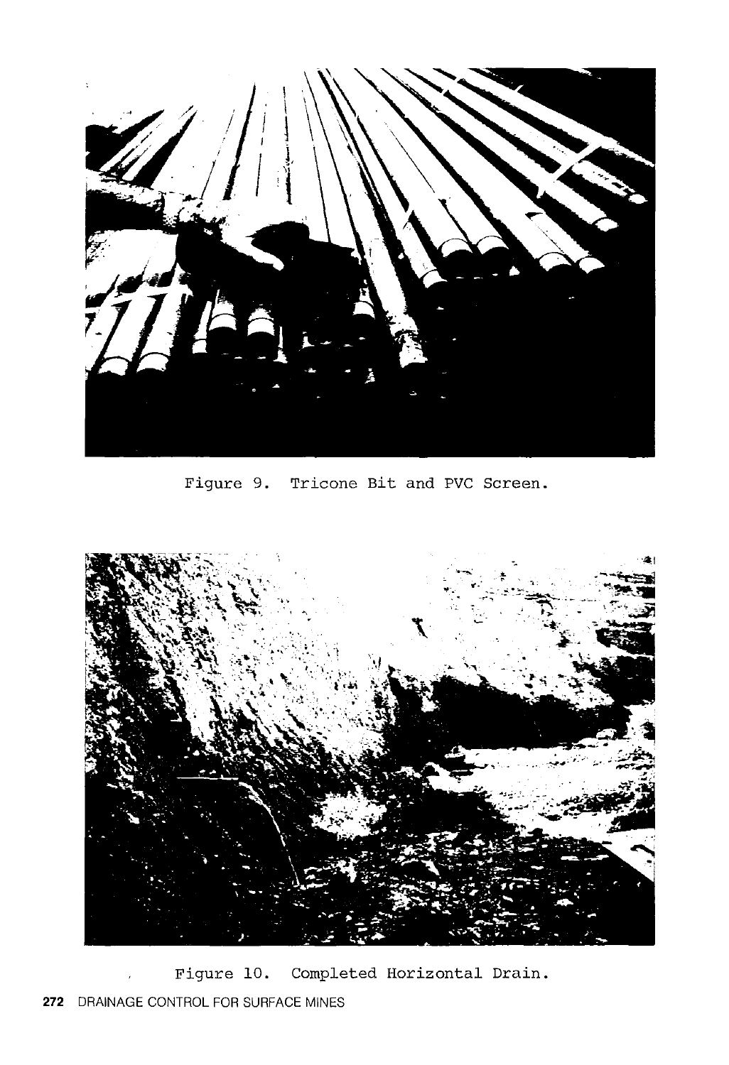Figure 9. Tricone Bit and PVC Screen.

Figure 10. Completed Horizontal Drain.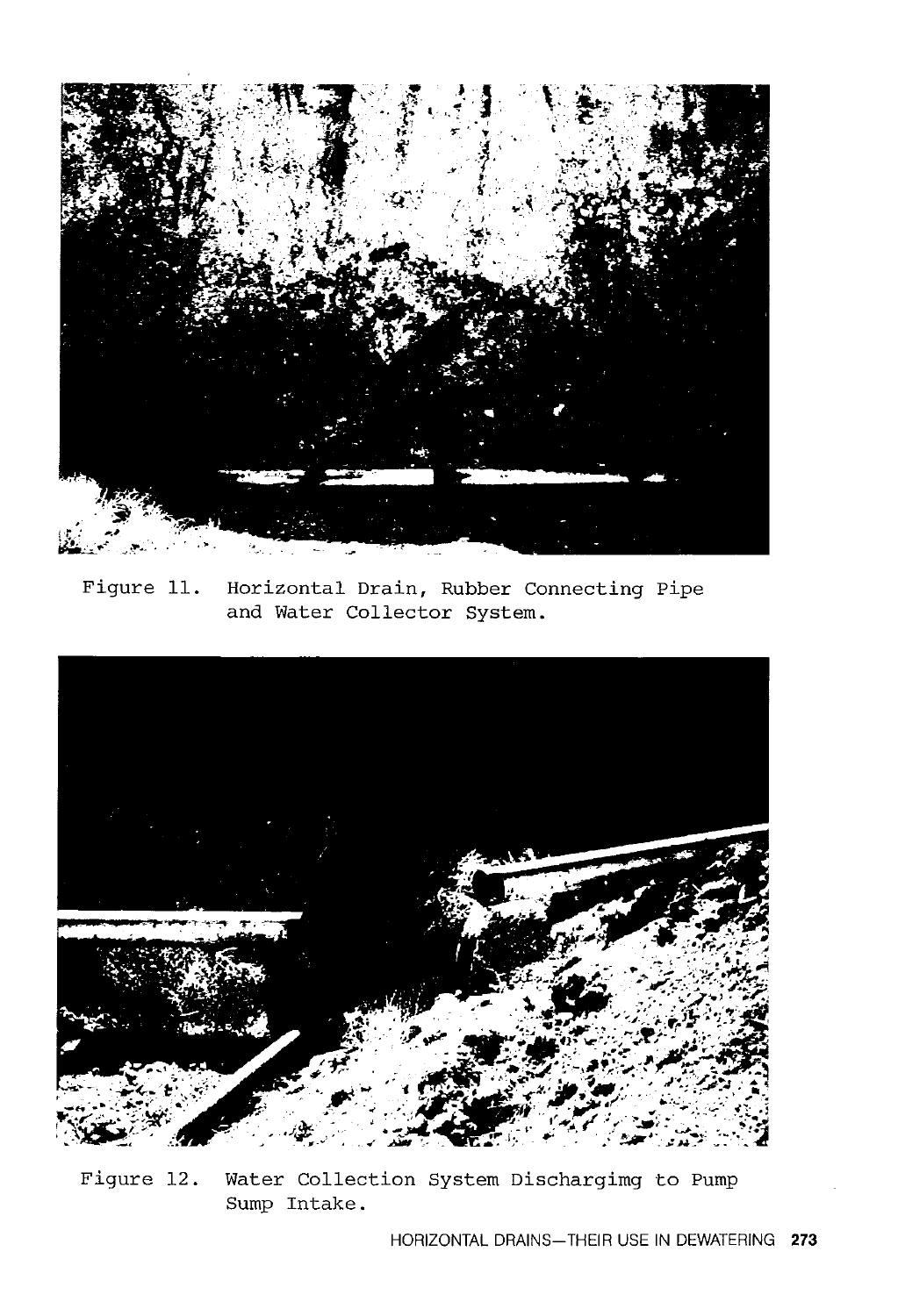Figure 11. Horizontal Drain, Rubber Connecting Pipe and Water Collector System.

Figure 12. Water Collection System Dischargimg to Pump Sump Intake.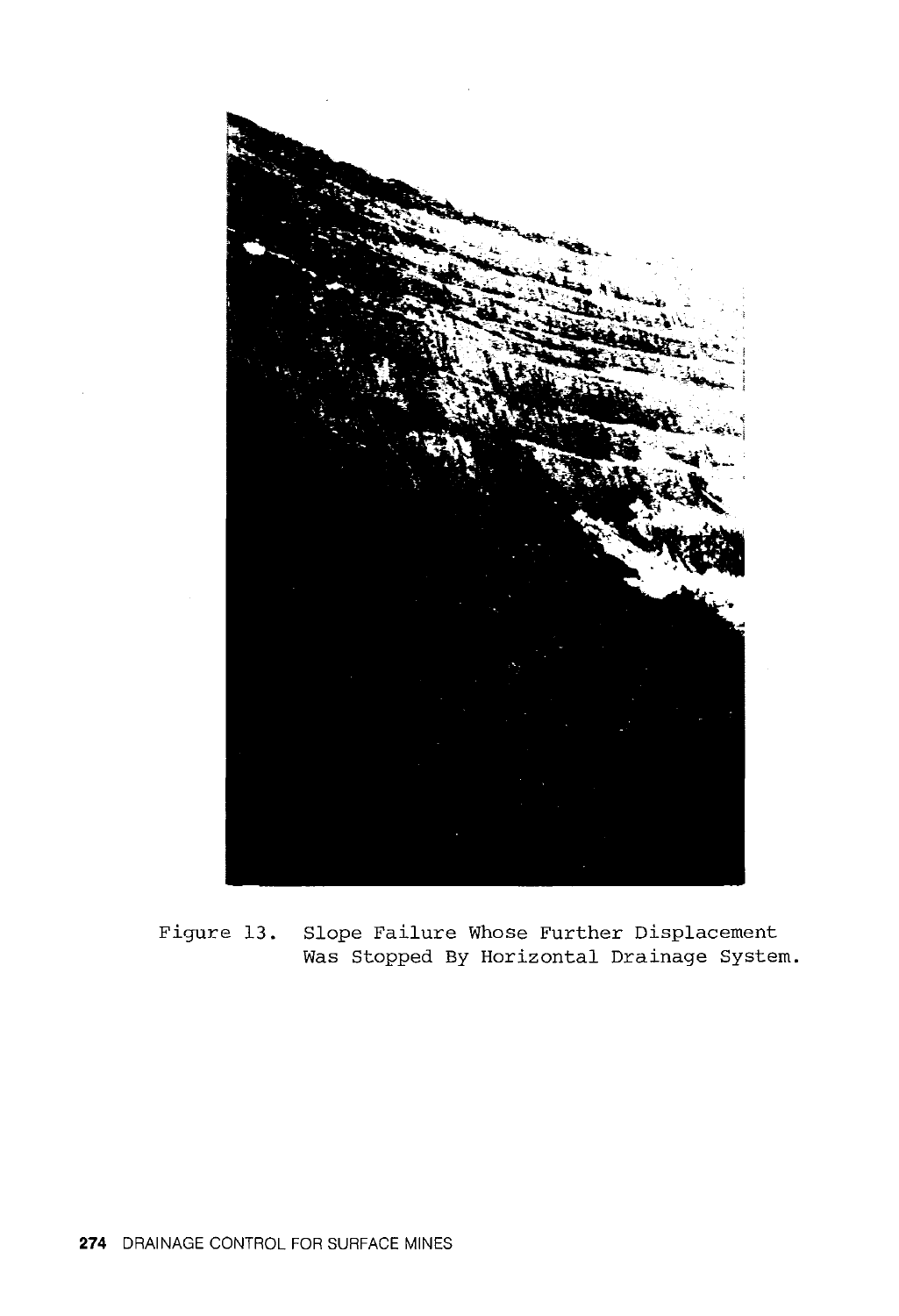Figure 13. Slope Failure Whose Further Displacement Was Stopped By Horizontal Drainage System.